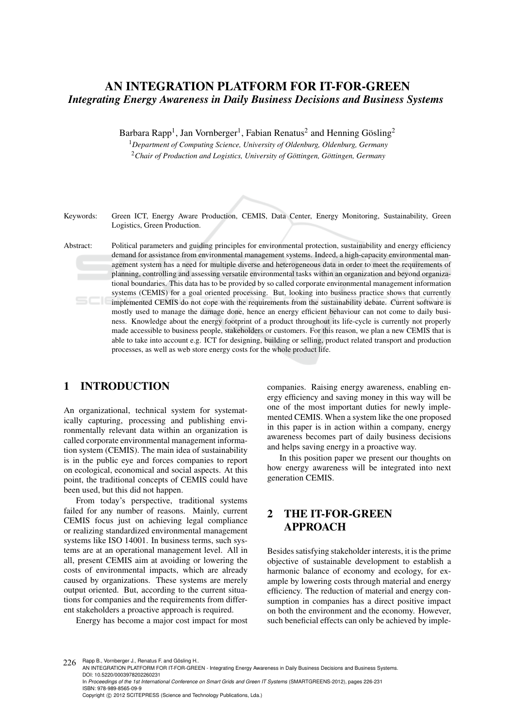# AN INTEGRATION PLATFORM FOR IT-FOR-GREEN

## *Integrating Energy Awareness in Daily Business Decisions and Business Systems*

Barbara Rapp[1], Jan Vornberger[1], Fabian Renatus[2] and Henning Gösling[2]

[1]*Department of Computing Science, University of Oldenburg, Oldenburg, Germany*

[2]*Chair of Production and Logistics, University of Göttingen, Göttingen, Germany*

Keywords: Green ICT, Energy Aware Production, CEMIS, Data Center, Energy Monitoring, Sustainability, Green Logistics, Green Production.

Abstract: Political parameters and guiding principles for environmental protection, sustainability and energy efficiency demand for assistance from environmental management systems. Indeed, a high-capacity environmental management system has a need for multiple diverse and heterogeneous data in order to meet the requirements of planning, controlling and assessing versatile environmental tasks within an organization and beyond organizational boundaries. This data has to be provided by so called corporate environmental management information systems (CEMIS) for a goal oriented processing. But, looking into business practice shows that currently implemented CEMIS do not cope with the requirements from the sustainability debate. Current software is mostly used to manage the damage done, hence an energy efficient behaviour can not come to daily business. Knowledge about the energy footprint of a product throughout its life-cycle is currently not properly made accessible to business people, stakeholders or customers. For this reason, we plan a new CEMIS that is able to take into account e.g. ICT for designing, building or selling, product related transport and production processes, as well as web store energy costs for the whole product life.

## 1 INTRODUCTION

An organizational, technical system for systematically capturing, processing and publishing environmentally relevant data within an organization is called corporate environmental management information system (CEMIS). The main idea of sustainability is in the public eye and forces companies to report on ecological, economical and social aspects. At this point, the traditional concepts of CEMIS could have been used, but this did not happen.

From today's perspective, traditional systems failed for any number of reasons. Mainly, current CEMIS focus just on achieving legal compliance or realizing standardized environmental management systems like ISO 14001. In business terms, such systems are at an operational management level. All in all, present CEMIS aim at avoiding or lowering the costs of environmental impacts, which are already caused by organizations. These systems are merely output oriented. But, according to the current situations for companies and the requirements from different stakeholders a proactive approach is required.

Energy has become a major cost impact for most companies. Raising energy awareness, enabling energy efficiency and saving money in this way will be one of the most important duties for newly implemented CEMIS. When a system like the one proposed in this paper is in action within a company, energy awareness becomes part of daily business decisions and helps saving energy in a proactive way.

In this position paper we present our thoughts on how energy awareness will be integrated into next generation CEMIS.

## 2 THE IT-FOR-GREEN APPROACH

Besides satisfying stakeholder interests, it is the prime objective of sustainable development to establish a harmonic balance of economy and ecology, for example by lowering costs through material and energy efficiency. The reduction of material and energy consumption in companies has a direct positive impact on both the environment and the economy. However, such beneficial effects can only be achieved by imple-

Rapp B., Vornberger J., Renatus F. and Gösling H..
AN INTEGRATION PLATFORM FOR IT-FOR-GREEN - Integrating Energy Awareness in Daily Business Decisions and Business Systems.
DOI: 10.5220/0003978202260231
In *Proceedings of the 1st International Conference on Smart Grids and Green IT Systems* (SMARTGREENS-2012), pages 226-231
ISBN: 978-989-8565-09-9
Copyright © 2012 SCITEPRESS (Science and Technology Publications, Lda.)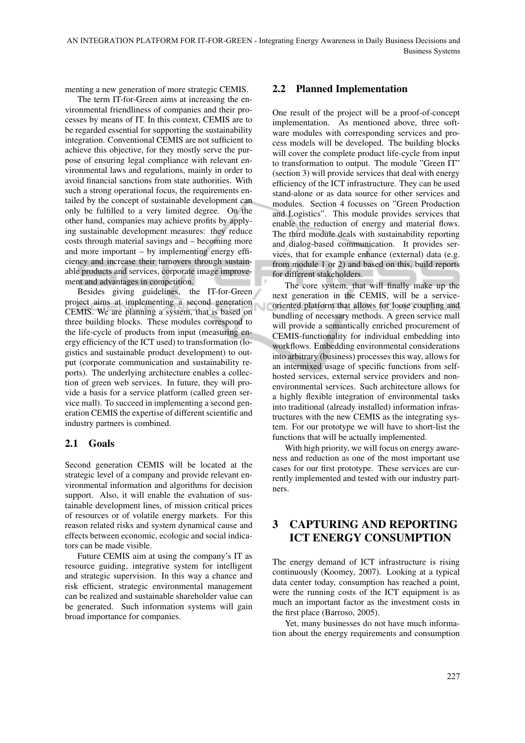menting a new generation of more strategic CEMIS.

The term IT-for-Green aims at increasing the environmental friendliness of companies and their processes by means of IT. In this context, CEMIS are to be regarded essential for supporting the sustainability integration. Conventional CEMIS are not sufficient to achieve this objective, for they mostly serve the purpose of ensuring legal compliance with relevant environmental laws and regulations, mainly in order to avoid financial sanctions from state authorities. With such a strong operational focus, the requirements entailed by the concept of sustainable development can only be fulfilled to a very limited degree. On the other hand, companies may achieve profits by applying sustainable development measures: they reduce costs through material savings and – becoming more and more important – by implementing energy efficiency and increase their turnovers through sustainable products and services, corporate image improvement and advantages in competition.

Besides giving guidelines, the IT-for-Green project aims at implementing a second generation CEMIS. We are planning a system, that is based on three building blocks. These modules correspond to the life-cycle of products from input (measuring energy efficiency of the ICT used) to transformation (logistics and sustainable product development) to output (corporate communication and sustainability reports). The underlying architecture enables a collection of green web services. In future, they will provide a basis for a service platform (called green service mall). To succeed in implementing a second generation CEMIS the expertise of different scientific and industry partners is combined.

## 2.1 Goals

Second generation CEMIS will be located at the strategic level of a company and provide relevant environmental information and algorithms for decision support. Also, it will enable the evaluation of sustainable development lines, of mission critical prices of resources or of volatile energy markets. For this reason related risks and system dynamical cause and effects between economic, ecologic and social indicators can be made visible.

Future CEMIS aim at using the company's IT as resource guiding, integrative system for intelligent and strategic supervision. In this way a chance and risk efficient, strategic environmental management can be realized and sustainable shareholder value can be generated. Such information systems will gain broad importance for companies.

## 2.2 Planned Implementation

One result of the project will be a proof-of-concept implementation. As mentioned above, three software modules with corresponding services and process models will be developed. The building blocks will cover the complete product life-cycle from input to transformation to output. The module "Green IT" (section 3) will provide services that deal with energy efficiency of the ICT infrastructure. They can be used stand-alone or as data source for other services and modules. Section 4 focusses on "Green Production and Logistics". This module provides services that enable the reduction of energy and material flows. The third module deals with sustainability reporting and dialog-based communication. It provides services, that for example enhance (external) data (e.g. from module 1 or 2) and based on this, build reports for different stakeholders.

The core system, that will finally make up the next generation in the CEMIS, will be a service-oriented platform that allows for loose coupling and bundling of necessary methods. A green service mall will provide a semantically enriched procurement of CEMIS-functionality for individual embedding into workflows. Embedding environmental considerations into arbitrary (business) processes this way, allows for an intermixed usage of specific functions from self-hosted services, external service providers and non-environmental services. Such architecture allows for a highly flexible integration of environmental tasks into traditional (already installed) information infrastructures with the new CEMIS as the integrating system. For our prototype we will have to short-list the functions that will be actually implemented.

With high priority, we will focus on energy awareness and reduction as one of the most important use cases for our first prototype. These services are currently implemented and tested with our industry partners.

# 3 CAPTURING AND REPORTING ICT ENERGY CONSUMPTION

The energy demand of ICT infrastructure is rising continuously (Koomey, 2007). Looking at a typical data center today, consumption has reached a point, were the running costs of the ICT equipment is as much an important factor as the investment costs in the first place (Barroso, 2005).

Yet, many businesses do not have much information about the energy requirements and consumption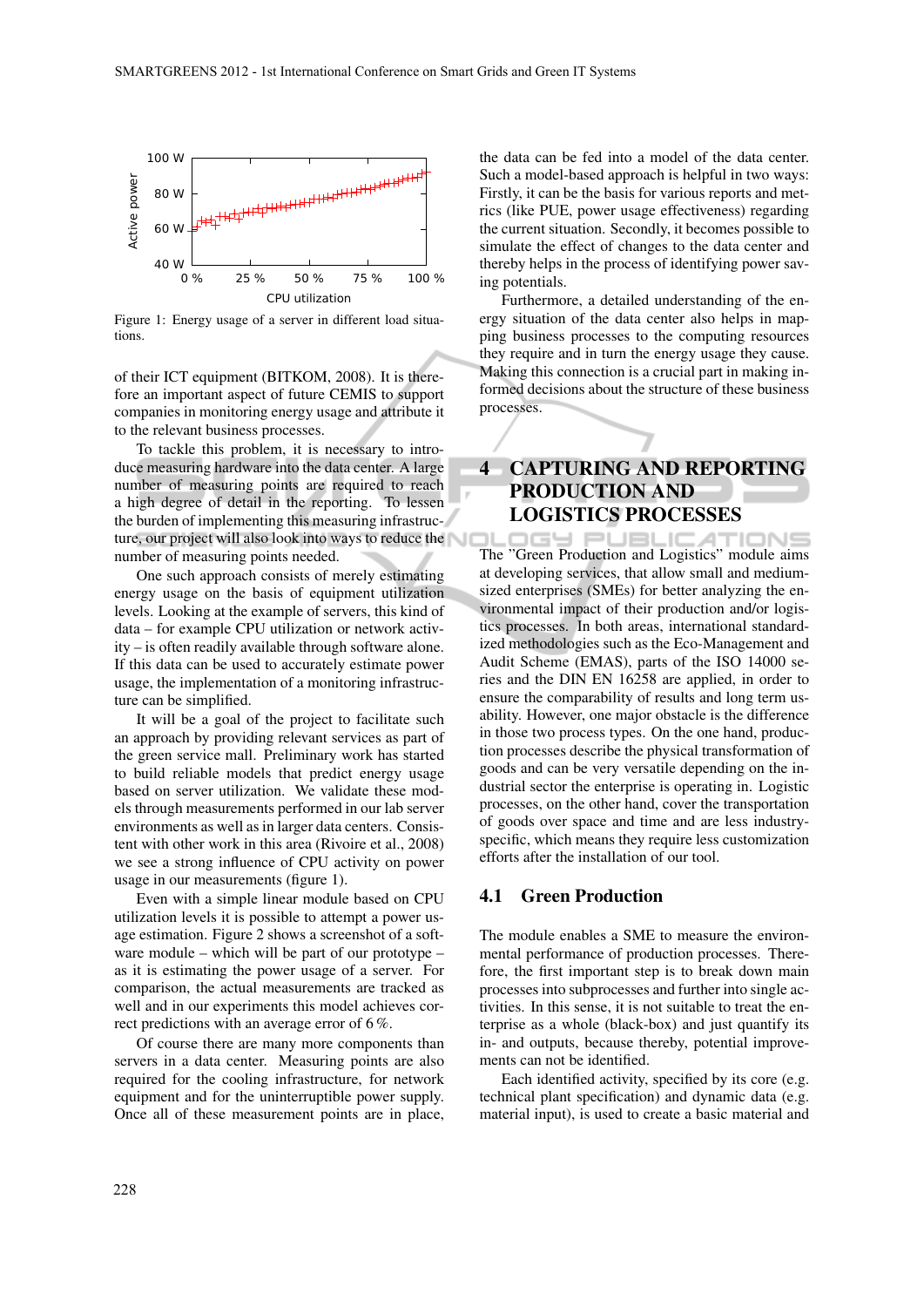Figure 1: Energy usage of a server in different load situations.

of their ICT equipment (BITKOM, 2008). It is therefore an important aspect of future CEMIS to support companies in monitoring energy usage and attribute it to the relevant business processes.

To tackle this problem, it is necessary to introduce measuring hardware into the data center. A large number of measuring points are required to reach a high degree of detail in the reporting. To lessen the burden of implementing this measuring infrastructure, our project will also look into ways to reduce the number of measuring points needed.

One such approach consists of merely estimating energy usage on the basis of equipment utilization levels. Looking at the example of servers, this kind of data – for example CPU utilization or network activity – is often readily available through software alone. If this data can be used to accurately estimate power usage, the implementation of a monitoring infrastructure can be simplified.

It will be a goal of the project to facilitate such an approach by providing relevant services as part of the green service mall. Preliminary work has started to build reliable models that predict energy usage based on server utilization. We validate these models through measurements performed in our lab server environments as well as in larger data centers. Consistent with other work in this area (Rivoire et al., 2008) we see a strong influence of CPU activity on power usage in our measurements (figure 1).

Even with a simple linear module based on CPU utilization levels it is possible to attempt a power usage estimation. Figure 2 shows a screenshot of a software module – which will be part of our prototype – as it is estimating the power usage of a server. For comparison, the actual measurements are tracked as well and in our experiments this model achieves correct predictions with an average error of 6 %.

Of course there are many more components than servers in a data center. Measuring points are also required for the cooling infrastructure, for network equipment and for the uninterruptible power supply. Once all of these measurement points are in place, the data can be fed into a model of the data center. Such a model-based approach is helpful in two ways: Firstly, it can be the basis for various reports and metrics (like PUE, power usage effectiveness) regarding the current situation. Secondly, it becomes possible to simulate the effect of changes to the data center and thereby helps in the process of identifying power saving potentials.

Furthermore, a detailed understanding of the energy situation of the data center also helps in mapping business processes to the computing resources they require and in turn the energy usage they cause. Making this connection is a crucial part in making informed decisions about the structure of these business processes.

# 4 CAPTURING AND REPORTING PRODUCTION AND LOGISTICS PROCESSES

The "Green Production and Logistics" module aims at developing services, that allow small and medium-sized enterprises (SMEs) for better analyzing the environmental impact of their production and/or logistics processes. In both areas, international standardized methodologies such as the Eco-Management and Audit Scheme (EMAS), parts of the ISO 14000 series and the DIN EN 16258 are applied, in order to ensure the comparability of results and long term usability. However, one major obstacle is the difference in those two process types. On the one hand, production processes describe the physical transformation of goods and can be very versatile depending on the industrial sector the enterprise is operating in. Logistic processes, on the other hand, cover the transportation of goods over space and time and are less industry-specific, which means they require less customization efforts after the installation of our tool.

## 4.1 Green Production

The module enables a SME to measure the environmental performance of production processes. Therefore, the first important step is to break down main processes into subprocesses and further into single activities. In this sense, it is not suitable to treat the enterprise as a whole (black-box) and just quantify its in- and outputs, because thereby, potential improvements can not be identified.

Each identified activity, specified by its core (e.g. technical plant specification) and dynamic data (e.g. material input), is used to create a basic material and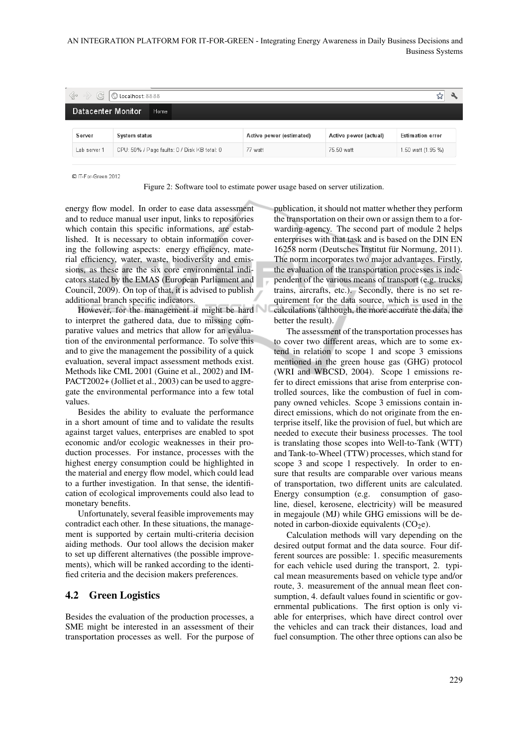| Server | System status | Active power (estimated) | Active power (actual) | Estimation error |
| --- | --- | --- | --- | --- |
| Lab server 1 | CPU: 50% / Page faults: 0 / Disk KB total: 0 | 77 watt | 75.50 watt | 1.50 watt (1.95 %) |

Figure 2: Software tool to estimate power usage based on server utilization.

energy flow model. In order to ease data assessment and to reduce manual user input, links to repositories which contain this specific informations, are established. It is necessary to obtain information covering the following aspects: energy efficiency, material efficiency, water, waste, biodiversity and emissions, as these are the six core environmental indicators stated by the EMAS (European Parliament and Council, 2009). On top of that, it is advised to publish additional branch specific indicators.

However, for the management it might be hard to interpret the gathered data, due to missing comparative values and metrics that allow for an evaluation of the environmental performance. To solve this and to give the management the possibility of a quick evaluation, several impact assessment methods exist. Methods like CML 2001 (Guine et al., 2002) and IMPACT2002+ (Jolliet et al., 2003) can be used to aggregate the environmental performance into a few total values.

Besides the ability to evaluate the performance in a short amount of time and to validate the results against target values, enterprises are enabled to spot economic and/or ecologic weaknesses in their production processes. For instance, processes with the highest energy consumption could be highlighted in the material and energy flow model, which could lead to a further investigation. In that sense, the identification of ecological improvements could also lead to monetary benefits.

Unfortunately, several feasible improvements may contradict each other. In these situations, the management is supported by certain multi-criteria decision aiding methods. Our tool allows the decision maker to set up different alternatives (the possible improvements), which will be ranked according to the identified criteria and the decision makers preferences.

## 4.2 Green Logistics

Besides the evaluation of the production processes, a SME might be interested in an assessment of their transportation processes as well. For the purpose of publication, it should not matter whether they perform the transportation on their own or assign them to a forwarding agency. The second part of module 2 helps enterprises with that task and is based on the DIN EN 16258 norm (Deutsches Institut für Normung, 2011). The norm incorporates two major advantages. Firstly, the evaluation of the transportation processes is independent of the various means of transport (e.g. trucks, trains, aircrafts, etc.). Secondly, there is no set requirement for the data source, which is used in the calculations (although, the more accurate the data, the better the result).

The assessment of the transportation processes has to cover two different areas, which are to some extend in relation to scope 1 and scope 3 emissions mentioned in the green house gas (GHG) protocol (WRI and WBCSD, 2004). Scope 1 emissions refer to direct emissions that arise from enterprise controlled sources, like the combustion of fuel in company owned vehicles. Scope 3 emissions contain indirect emissions, which do not originate from the enterprise itself, like the provision of fuel, but which are needed to execute their business processes. The tool is translating those scopes into Well-to-Tank (WTT) and Tank-to-Wheel (TTW) processes, which stand for scope 3 and scope 1 respectively. In order to ensure that results are comparable over various means of transportation, two different units are calculated. Energy consumption (e.g. consumption of gasoline, diesel, kerosene, electricity) will be measured in megajoule (MJ) while GHG emissions will be denoted in carbon-dioxide equivalents ($CO_2e$).

Calculation methods will vary depending on the desired output format and the data source. Four different sources are possible: 1. specific measurements for each vehicle used during the transport, 2. typical mean measurements based on vehicle type and/or route, 3. measurement of the annual mean fleet consumption, 4. default values found in scientific or governmental publications. The first option is only viable for enterprises, which have direct control over the vehicles and can track their distances, load and fuel consumption. The other three options can also be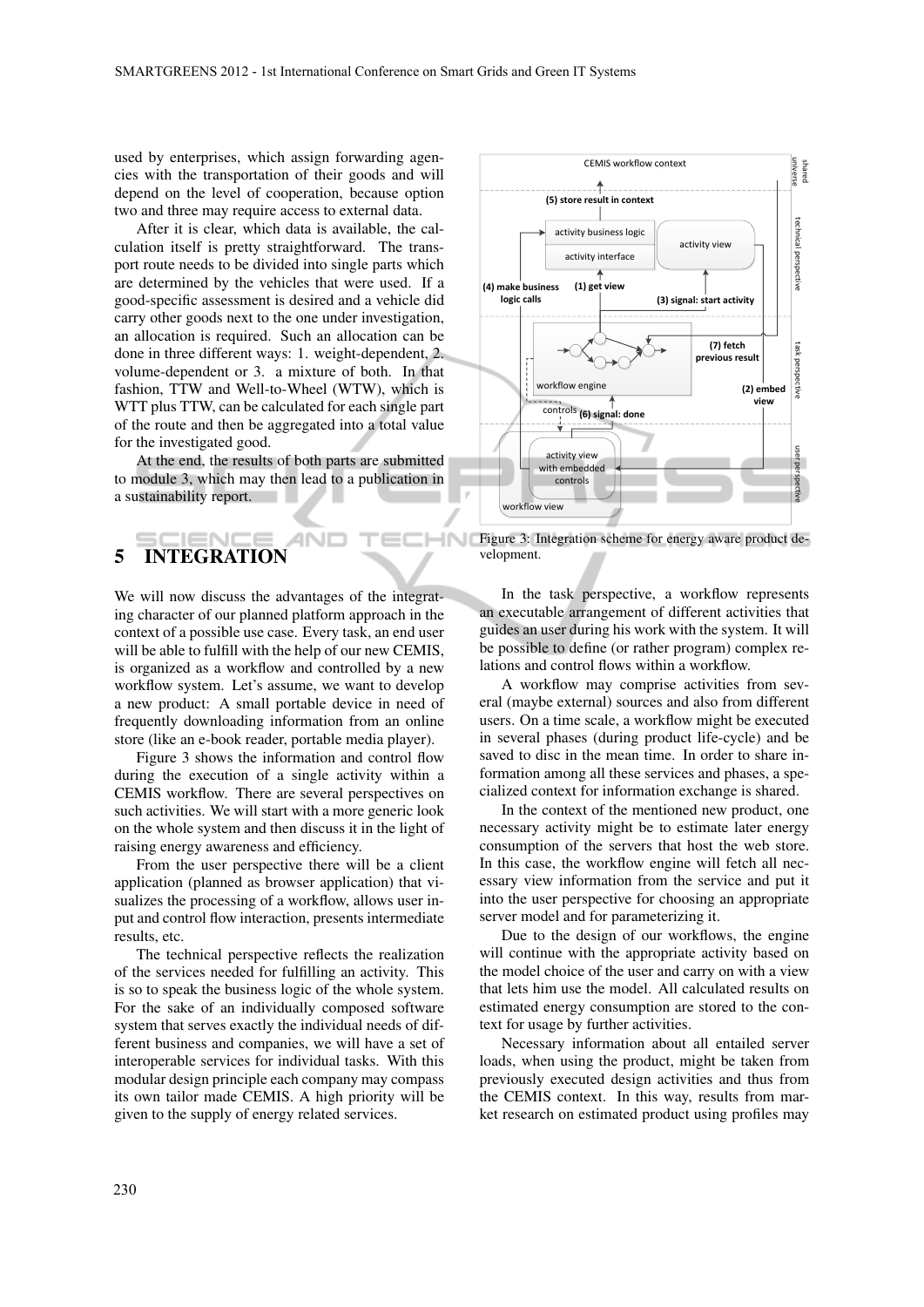used by enterprises, which assign forwarding agencies with the transportation of their goods and will depend on the level of cooperation, because option two and three may require access to external data.

After it is clear, which data is available, the calculation itself is pretty straightforward. The transport route needs to be divided into single parts which are determined by the vehicles that were used. If a good-specific assessment is desired and a vehicle did carry other goods next to the one under investigation, an allocation is required. Such an allocation can be done in three different ways: 1. weight-dependent, 2. volume-dependent or 3. a mixture of both. In that fashion, TTW and Well-to-Wheel (WTW), which is WTT plus TTW, can be calculated for each single part of the route and then be aggregated into a total value for the investigated good.

At the end, the results of both parts are submitted to module 3, which may then lead to a publication in a sustainability report.

## 5 INTEGRATION

We will now discuss the advantages of the integrating character of our planned platform approach in the context of a possible use case. Every task, an end user will be able to fulfill with the help of our new CEMIS, is organized as a workflow and controlled by a new workflow system. Let's assume, we want to develop a new product: A small portable device in need of frequently downloading information from an online store (like an e-book reader, portable media player).

Figure 3 shows the information and control flow during the execution of a single activity within a CEMIS workflow. There are several perspectives on such activities. We will start with a more generic look on the whole system and then discuss it in the light of raising energy awareness and efficiency.

From the user perspective there will be a client application (planned as browser application) that visualizes the processing of a workflow, allows user input and control flow interaction, presents intermediate results, etc.

The technical perspective reflects the realization of the services needed for fulfilling an activity. This is so to speak the business logic of the whole system. For the sake of an individually composed software system that serves exactly the individual needs of different business and companies, we will have a set of interoperable services for individual tasks. With this modular design principle each company may compass its own tailor made CEMIS. A high priority will be given to the supply of energy related services.

Figure 3: Integration scheme for energy aware product development.

In the task perspective, a workflow represents an executable arrangement of different activities that guides an user during his work with the system. It will be possible to define (or rather program) complex relations and control flows within a workflow.

A workflow may comprise activities from several (maybe external) sources and also from different users. On a time scale, a workflow might be executed in several phases (during product life-cycle) and be saved to disc in the mean time. In order to share information among all these services and phases, a specialized context for information exchange is shared.

In the context of the mentioned new product, one necessary activity might be to estimate later energy consumption of the servers that host the web store. In this case, the workflow engine will fetch all necessary view information from the service and put it into the user perspective for choosing an appropriate server model and for parameterizing it.

Due to the design of our workflows, the engine will continue with the appropriate activity based on the model choice of the user and carry on with a view that lets him use the model. All calculated results on estimated energy consumption are stored to the context for usage by further activities.

Necessary information about all entailed server loads, when using the product, might be taken from previously executed design activities and thus from the CEMIS context. In this way, results from market research on estimated product using profiles may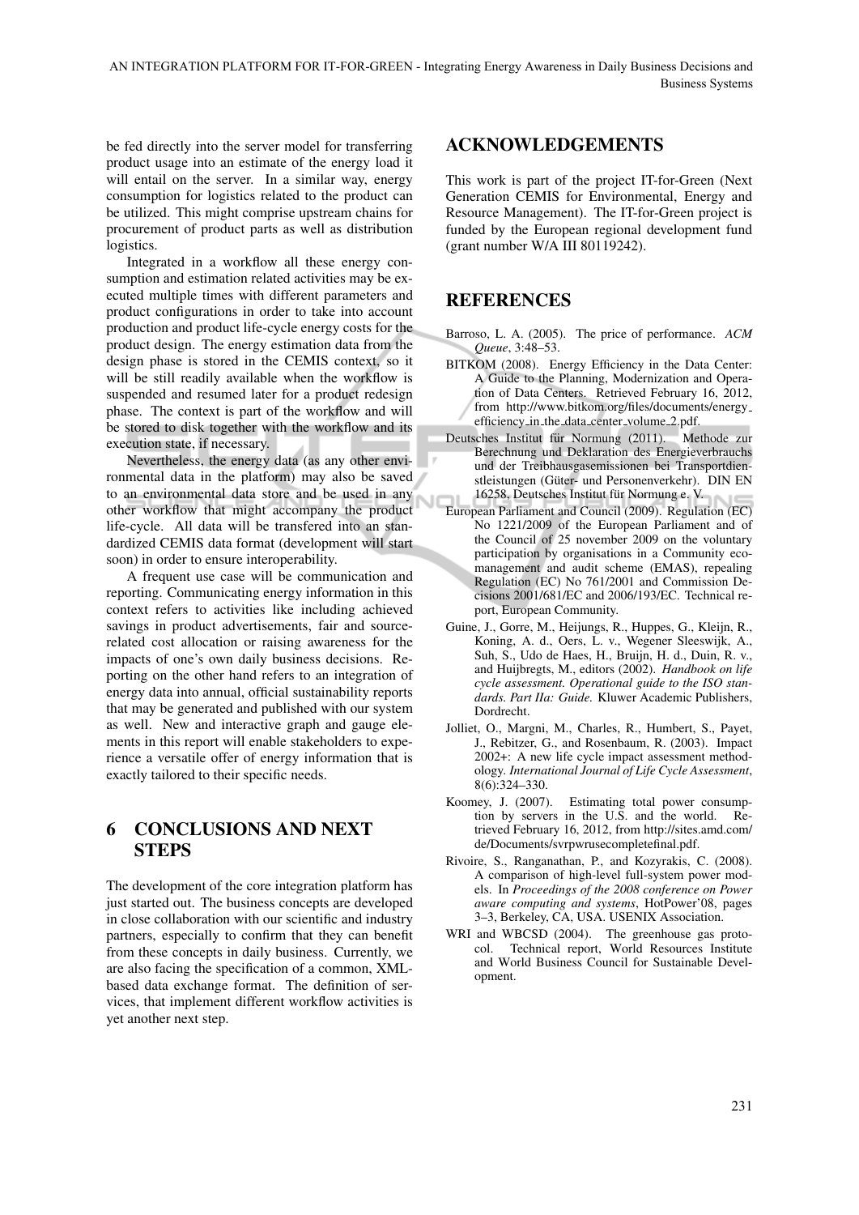be fed directly into the server model for transferring product usage into an estimate of the energy load it will entail on the server. In a similar way, energy consumption for logistics related to the product can be utilized. This might comprise upstream chains for procurement of product parts as well as distribution logistics.

Integrated in a workflow all these energy consumption and estimation related activities may be executed multiple times with different parameters and product configurations in order to take into account production and product life-cycle energy costs for the product design. The energy estimation data from the design phase is stored in the CEMIS context, so it will be still readily available when the workflow is suspended and resumed later for a product redesign phase. The context is part of the workflow and will be stored to disk together with the workflow and its execution state, if necessary.

Nevertheless, the energy data (as any other environmental data in the platform) may also be saved to an environmental data store and be used in any other workflow that might accompany the product life-cycle. All data will be transfered into an standardized CEMIS data format (development will start soon) in order to ensure interoperability.

A frequent use case will be communication and reporting. Communicating energy information in this context refers to activities like including achieved savings in product advertisements, fair and source-related cost allocation or raising awareness for the impacts of one's own daily business decisions. Reporting on the other hand refers to an integration of energy data into annual, official sustainability reports that may be generated and published with our system as well. New and interactive graph and gauge elements in this report will enable stakeholders to experience a versatile offer of energy information that is exactly tailored to their specific needs.

## 6 CONCLUSIONS AND NEXT STEPS

The development of the core integration platform has just started out. The business concepts are developed in close collaboration with our scientific and industry partners, especially to confirm that they can benefit from these concepts in daily business. Currently, we are also facing the specification of a common, XML-based data exchange format. The definition of services, that implement different workflow activities is yet another next step.

## ACKNOWLEDGEMENTS

This work is part of the project IT-for-Green (Next Generation CEMIS for Environmental, Energy and Resource Management). The IT-for-Green project is funded by the European regional development fund (grant number W/A III 80119242).

## REFERENCES

Barroso, L. A. (2005). The price of performance. *ACM Queue*, 3:48–53.

BITKOM (2008). Energy Efficiency in the Data Center: A Guide to the Planning, Modernization and Operation of Data Centers. Retrieved February 16, 2012, from http://www.bitkom.org/files/documents/energy_efficiency_in_the_data_center_volume_2.pdf.

Deutsches Institut für Normung (2011). Methode zur Berechnung und Deklaration des Energieverbrauchs und der Treibhausgasemissionen bei Transportdienstleistungen (Güter- und Personenverkehr). DIN EN 16258, Deutsches Institut für Normung e. V.

European Parliament and Council (2009). Regulation (EC) No 1221/2009 of the European Parliament and of the Council of 25 november 2009 on the voluntary participation by organisations in a Community eco-management and audit scheme (EMAS), repealing Regulation (EC) No 761/2001 and Commission Decisions 2001/681/EC and 2006/193/EC. Technical report, European Community.

Guine, J., Gorre, M., Heijungs, R., Huppes, G., Kleijn, R., Koning, A. d., Oers, L. v., Wegener Sleeswijk, A., Suh, S., Udo de Haes, H., Bruijn, H. d., Duin, R. v., and Huijbregts, M., editors (2002). *Handbook on life cycle assessment. Operational guide to the ISO standards. Part IIa: Guide.* Kluwer Academic Publishers, Dordrecht.

Jolliet, O., Margni, M., Charles, R., Humbert, S., Payet, J., Rebitzer, G., and Rosenbaum, R. (2003). Impact 2002+: A new life cycle impact assessment methodology. *International Journal of Life Cycle Assessment*, 8(6):324–330.

Koomey, J. (2007). Estimating total power consumption by servers in the U.S. and the world. Retrieved February 16, 2012, from http://sites.amd.com/de/Documents/svrpwrusecompletefinal.pdf.

Rivoire, S., Ranganathan, P., and Kozyrakis, C. (2008). A comparison of high-level full-system power models. In *Proceedings of the 2008 conference on Power aware computing and systems*, HotPower'08, pages 3–3, Berkeley, CA, USA. USENIX Association.

WRI and WBCSD (2004). The greenhouse gas protocol. Technical report, World Resources Institute and World Business Council for Sustainable Development.